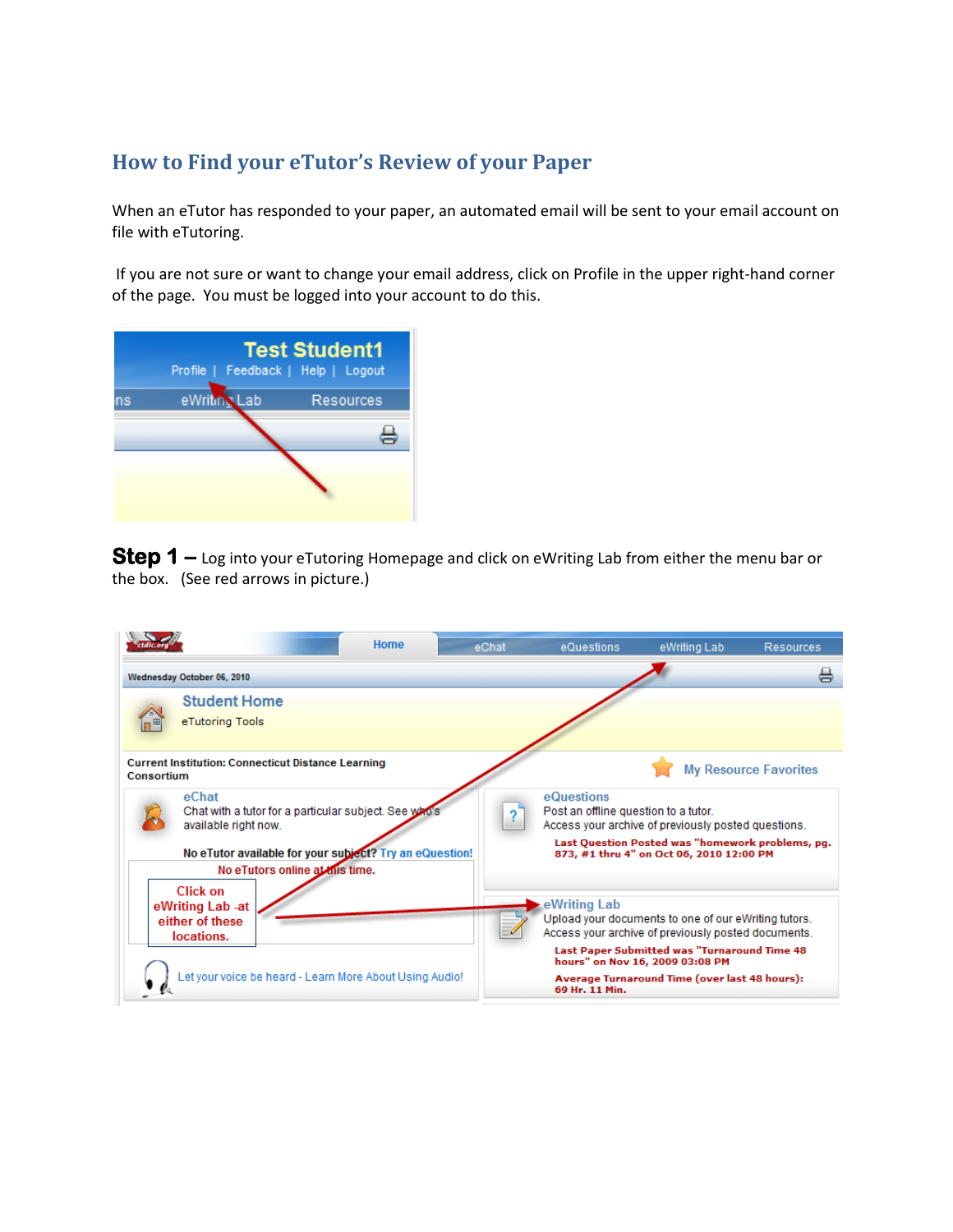## How to Find your eTutor's Review of your Paper

When an eTutor has responded to your paper, an automated email will be sent to your email account on file with eTutoring.

If you are not sure or want to change your email address, click on Profile in the upper right-hand corner of the page. You must be logged into your account to do this.

**Step 1** – Log into your eTutoring Homepage and click on eWriting Lab from either the menu bar or the box. (See red arrows in picture.)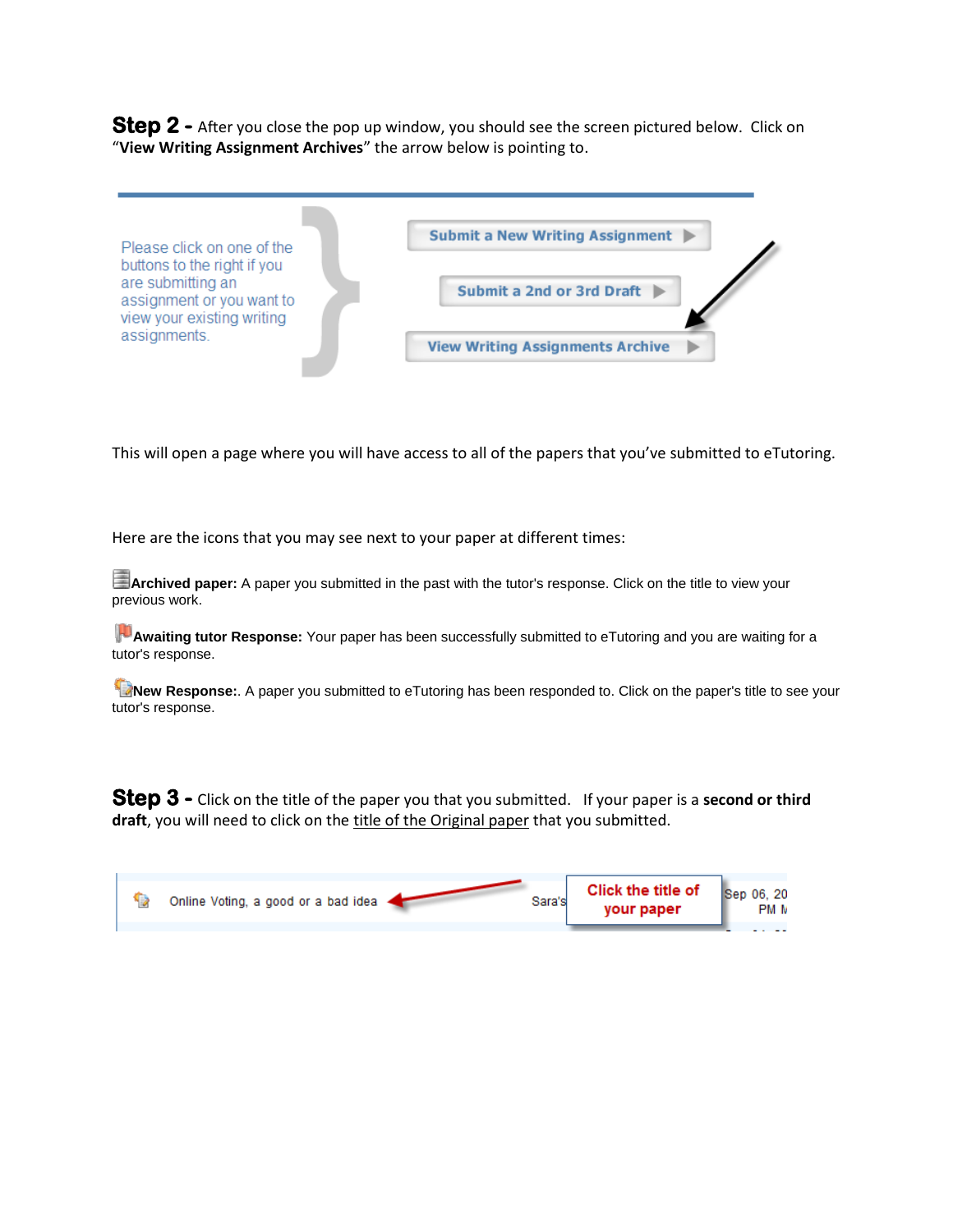**Step 2 -** After you close the pop up window, you should see the screen pictured below. Click on "**View Writing Assignment Archives**" the arrow below is pointing to.

Please click on one of the buttons to the right if you are submitting an assignment or you want to view your existing writing assignments.

Submit a New Writing Assignment

Submit a 2nd or 3rd Draft

View Writing Assignments Archive

This will open a page where you will have access to all of the papers that you've submitted to eTutoring.

Here are the icons that you may see next to your paper at different times:

**Archived paper:** A paper you submitted in the past with the tutor's response. Click on the title to view your previous work.

**Awaiting tutor Response:** Your paper has been successfully submitted to eTutoring and you are waiting for a tutor's response.

**New Response:**. A paper you submitted to eTutoring has been responded to. Click on the paper's title to see your tutor's response.

**Step 3 -** Click on the title of the paper you that you submitted. If your paper is a **second or third draft**, you will need to click on the title of the Original paper that you submitted.

Online Voting, a good or a bad idea — Sara's — Click the title of your paper — Sep 06, 20 PM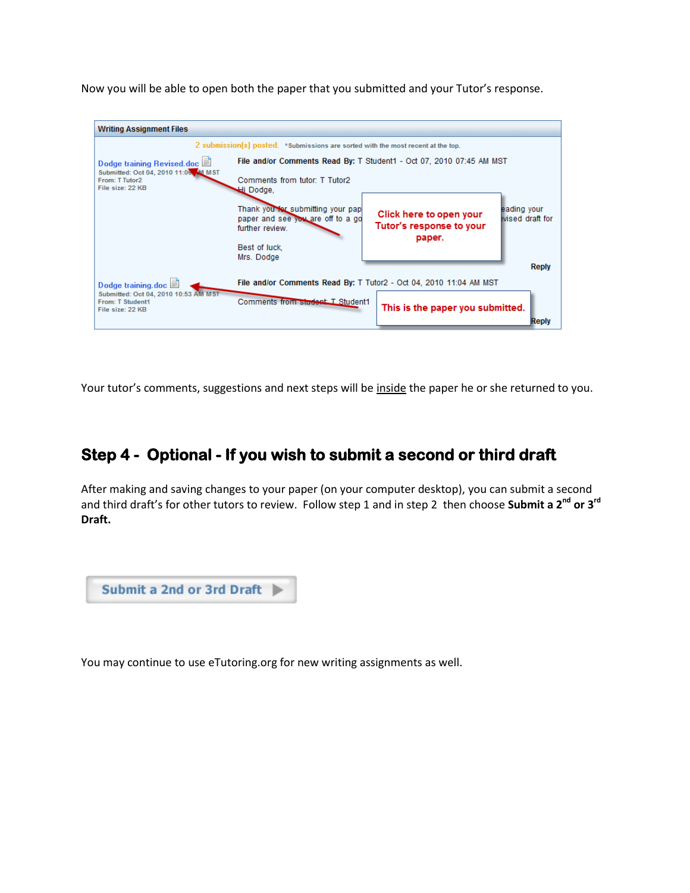Now you will be able to open both the paper that you submitted and your Tutor's response.

Writing Assignment Files

2 submission(s) posted. *Submissions are sorted with the most recent at the top.

Dodge training Revised.doc
Submitted: Oct 04, 2010 11:08 AM MST
From: T Tutor2
File size: 22 KB

File and/or Comments Read By: T Student1 - Oct 07, 2010 07:45 AM MST

Comments from tutor: T Tutor2
Hi Dodge,

Thank you for submitting your pap... eading your paper and see you are off to a go... vised draft for further review.

Best of luck,
Mrs. Dodge

Click here to open your Tutor's response to your paper.

Reply

Dodge training.doc
Submitted: Oct 04, 2010 10:53 AM MST
From: T Student1
File size: 22 KB

File and/or Comments Read By: T Tutor2 - Oct 04, 2010 11:04 AM MST

Comments from student: T Student1

This is the paper you submitted.

Reply

Your tutor's comments, suggestions and next steps will be <u>inside</u> the paper he or she returned to you.

## Step 4 - Optional - If you wish to submit a second or third draft

After making and saving changes to your paper (on your computer desktop), you can submit a second and third draft's for other tutors to review. Follow step 1 and in step 2 then choose **Submit a 2nd or 3rd Draft.**

Submit a 2nd or 3rd Draft

You may continue to use eTutoring.org for new writing assignments as well.